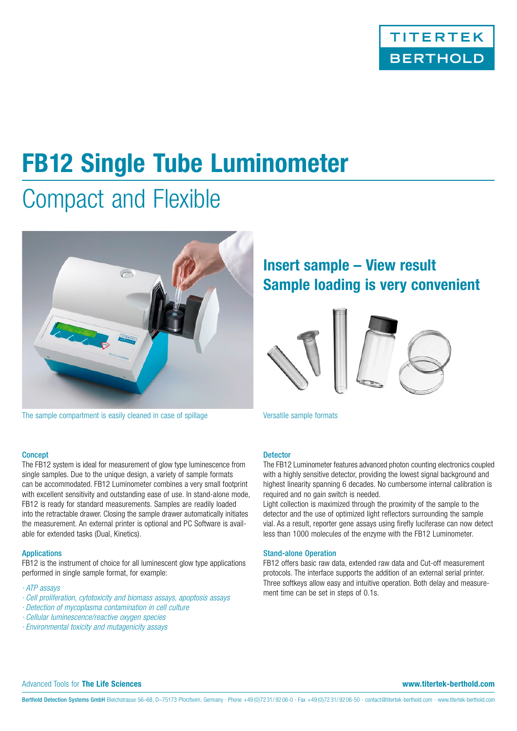TITERTEK BERTHOLD

# FB12 Single Tube Luminometer

## Compact and Flexible

The sample compartment is easily cleaned in case of spillage

## Insert sample – View result
## Sample loading is very convenient

Versatile sample formats

### Concept

The FB12 system is ideal for measurement of glow type luminescence from single samples. Due to the unique design, a variety of sample formats can be accommodated. FB12 Luminometer combines a very small footprint with excellent sensitivity and outstanding ease of use. In stand-alone mode, FB12 is ready for standard measurements. Samples are readily loaded into the retractable drawer. Closing the sample drawer automatically initiates the measurement. An external printer is optional and PC Software is available for extended tasks (Dual, Kinetics).

### Applications

FB12 is the instrument of choice for all luminescent glow type applications performed in single sample format, for example:

- *ATP assays*
- *Cell proliferation, cytotoxicity and biomass assays, apoptosis assays*
- *Detection of mycoplasma contamination in cell culture*
- *Cellular luminescence/reactive oxygen species*
- *Environmental toxicity and mutagenicity assays*

### Detector

The FB12 Luminometer features advanced photon counting electronics coupled with a highly sensitive detector, providing the lowest signal background and highest linearity spanning 6 decades. No cumbersome internal calibration is required and no gain switch is needed.

Light collection is maximized through the proximity of the sample to the detector and the use of optimized light reflectors surrounding the sample vial. As a result, reporter gene assays using firefly luciferase can now detect less than 1000 molecules of the enzyme with the FB12 Luminometer.

### Stand-alone Operation

FB12 offers basic raw data, extended raw data and Cut-off measurement protocols. The interface supports the addition of an external serial printer. Three softkeys allow easy and intuitive operation. Both delay and measurement time can be set in steps of 0.1s.

Advanced Tools for **The Life Sciences** **www.titertek-berthold.com**

**Berthold Detection Systems GmbH** Bleichstrasse 56–68, D–75173 Pforzheim, Germany · Phone +49 (0)72 31/ 92 06-0 · Fax +49 (0)72 31/ 92 06-50 · contact@titertek-berthold.com · www.titertek-berthold.com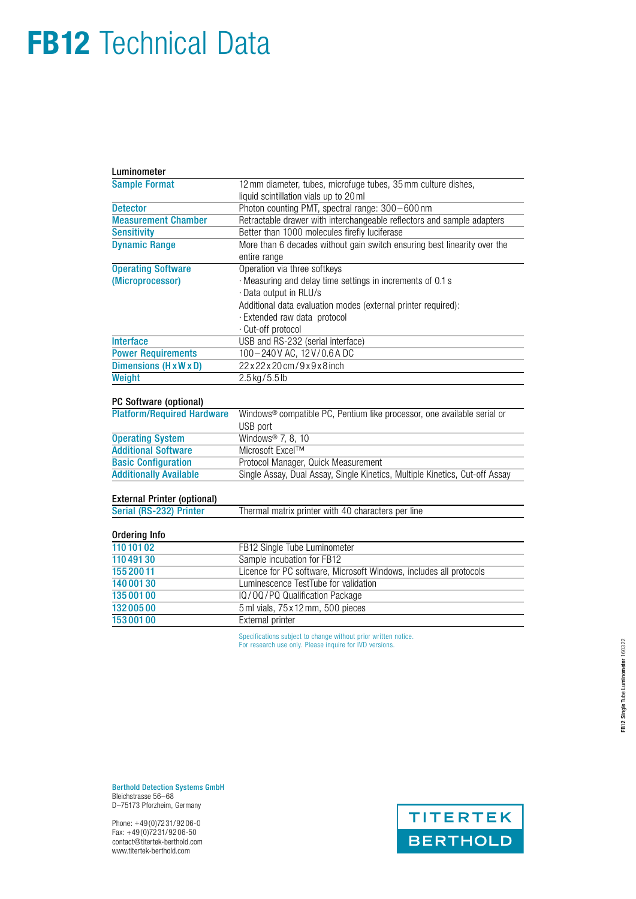# **FB12** Technical Data

**Luminometer**

| | |
|---|---|
| **Sample Format** | 12 mm diameter, tubes, microfuge tubes, 35 mm culture dishes, liquid scintillation vials up to 20 ml |
| **Detector** | Photon counting PMT, spectral range: 300 – 600 nm |
| **Measurement Chamber** | Retractable drawer with interchangeable reflectors and sample adapters |
| **Sensitivity** | Better than 1000 molecules firefly luciferase |
| **Dynamic Range** | More than 6 decades without gain switch ensuring best linearity over the entire range |
| **Operating Software (Microprocessor)** | Operation via three softkeys<br>· Measuring and delay time settings in increments of 0.1 s<br>· Data output in RLU/s<br>Additional data evaluation modes (external printer required):<br>· Extended raw data protocol<br>· Cut-off protocol |
| **Interface** | USB and RS-232 (serial interface) |
| **Power Requirements** | 100 – 240 V AC, 12 V / 0.6 A DC |
| **Dimensions (H x W x D)** | 22 x 22 x 20 cm / 9 x 9 x 8 inch |
| **Weight** | 2.5 kg / 5.5 lb |

**PC Software (optional)**

| | |
|---|---|
| **Platform/Required Hardware** | Windows® compatible PC, Pentium like processor, one available serial or USB port |
| **Operating System** | Windows® 7, 8, 10 |
| **Additional Software** | Microsoft Excel™ |
| **Basic Configuration** | Protocol Manager, Quick Measurement |
| **Additionally Available** | Single Assay, Dual Assay, Single Kinetics, Multiple Kinetics, Cut-off Assay |

**External Printer (optional)**

| | |
|---|---|
| **Serial (RS-232) Printer** | Thermal matrix printer with 40 characters per line |

**Ordering Info**

| | |
|---|---|
| **110 101 02** | FB12 Single Tube Luminometer |
| **110 491 30** | Sample incubation for FB12 |
| **155 200 11** | Licence for PC software, Microsoft Windows, includes all protocols |
| **140 001 30** | Luminescence TestTube for validation |
| **135 001 00** | IQ / OQ / PQ Qualification Package |
| **132 005 00** | 5 ml vials, 75 x 12 mm, 500 pieces |
| **153 001 00** | External printer |

Specifications subject to change without prior written notice.
For research use only. Please inquire for IVD versions.

FB12 Single Tube Luminometer 160322

**Berthold Detection Systems GmbH**
Bleichstrasse 56–68
D–75173 Pforzheim, Germany

Phone: +49 (0)72 31/92 06-0
Fax: +49 (0)72 31/92 06-50
contact@titertek-berthold.com
www.titertek-berthold.com

TITERTEK BERTHOLD